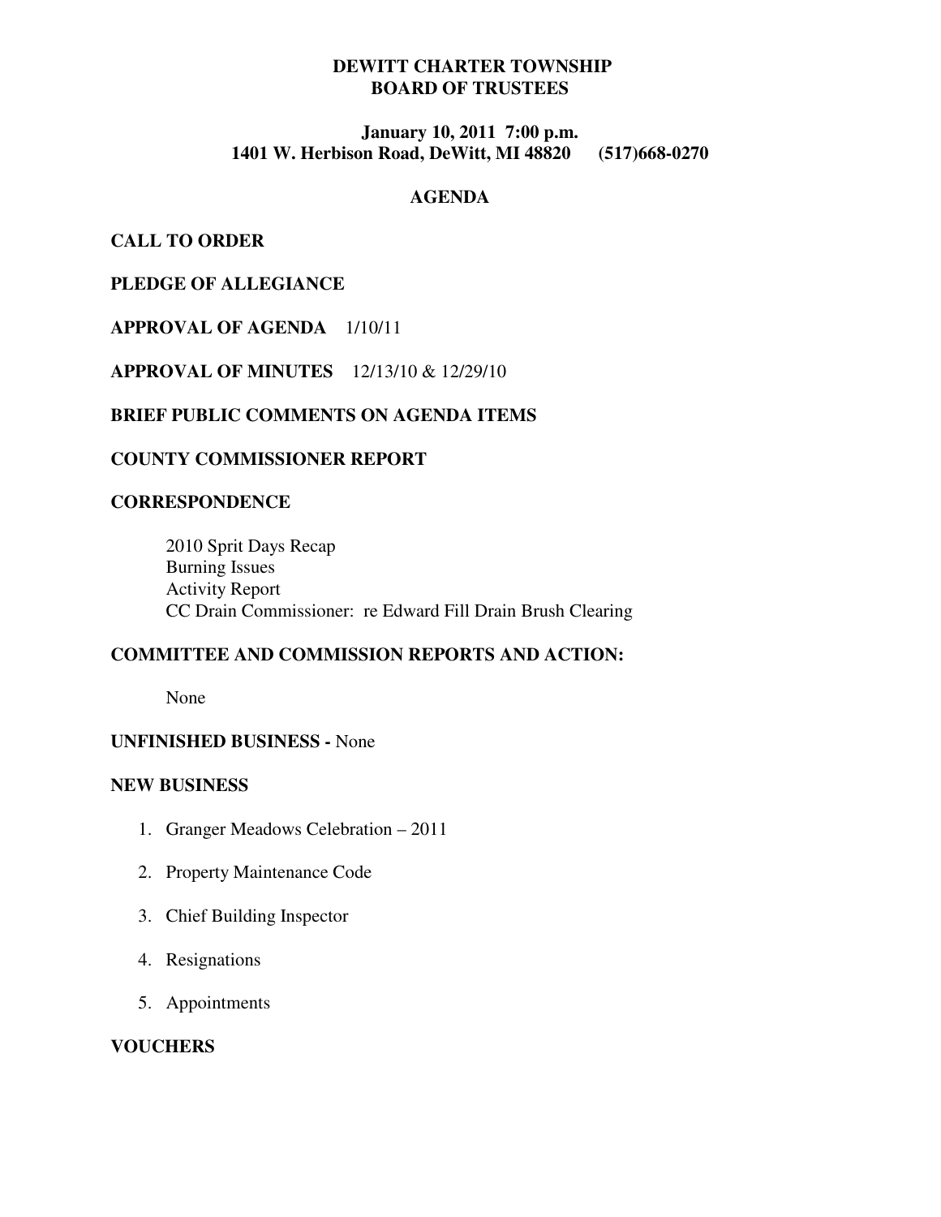# DEWITT CHARTER TOWNSHIP
# BOARD OF TRUSTEES

**January 10, 2011 7:00 p.m.**
**1401 W. Herbison Road, DeWitt, MI 48820 (517)668-0270**

## AGENDA

**CALL TO ORDER**

**PLEDGE OF ALLEGIANCE**

**APPROVAL OF AGENDA** 1/10/11

**APPROVAL OF MINUTES** 12/13/10 & 12/29/10

**BRIEF PUBLIC COMMENTS ON AGENDA ITEMS**

**COUNTY COMMISSIONER REPORT**

**CORRESPONDENCE**

2010 Sprit Days Recap
Burning Issues
Activity Report
CC Drain Commissioner: re Edward Fill Drain Brush Clearing

**COMMITTEE AND COMMISSION REPORTS AND ACTION:**

None

**UNFINISHED BUSINESS -** None

**NEW BUSINESS**

1. Granger Meadows Celebration – 2011
2. Property Maintenance Code
3. Chief Building Inspector
4. Resignations
5. Appointments

**VOUCHERS**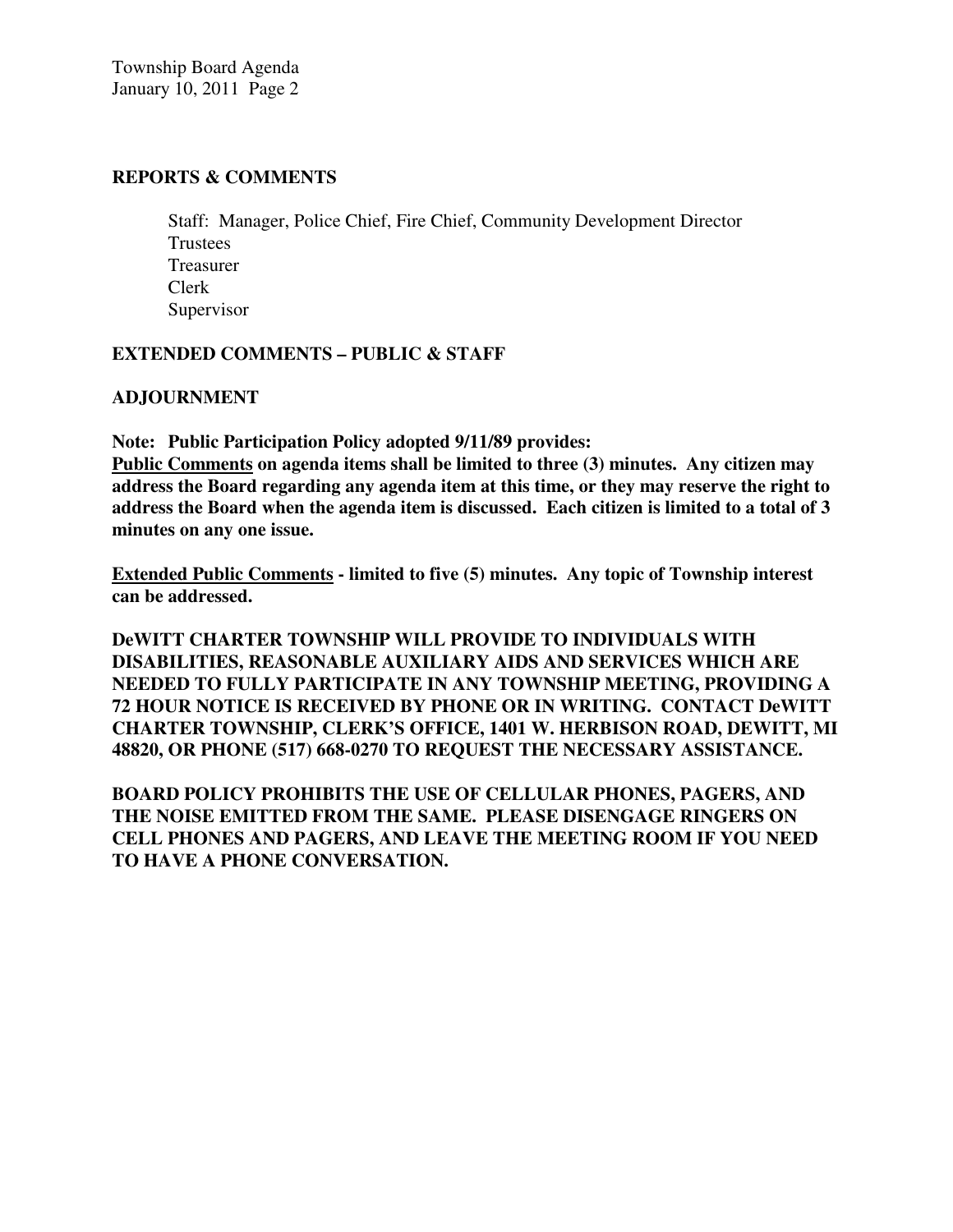**REPORTS & COMMENTS**

Staff: Manager, Police Chief, Fire Chief, Community Development Director
Trustees
Treasurer
Clerk
Supervisor

**EXTENDED COMMENTS – PUBLIC & STAFF**

**ADJOURNMENT**

**Note: Public Participation Policy adopted 9/11/89 provides:**
**<u>Public Comments</u> on agenda items shall be limited to three (3) minutes. Any citizen may address the Board regarding any agenda item at this time, or they may reserve the right to address the Board when the agenda item is discussed. Each citizen is limited to a total of 3 minutes on any one issue.**

**<u>Extended Public Comments</u> - limited to five (5) minutes. Any topic of Township interest can be addressed.**

**DeWITT CHARTER TOWNSHIP WILL PROVIDE TO INDIVIDUALS WITH DISABILITIES, REASONABLE AUXILIARY AIDS AND SERVICES WHICH ARE NEEDED TO FULLY PARTICIPATE IN ANY TOWNSHIP MEETING, PROVIDING A 72 HOUR NOTICE IS RECEIVED BY PHONE OR IN WRITING. CONTACT DeWITT CHARTER TOWNSHIP, CLERK'S OFFICE, 1401 W. HERBISON ROAD, DEWITT, MI 48820, OR PHONE (517) 668-0270 TO REQUEST THE NECESSARY ASSISTANCE.**

**BOARD POLICY PROHIBITS THE USE OF CELLULAR PHONES, PAGERS, AND THE NOISE EMITTED FROM THE SAME. PLEASE DISENGAGE RINGERS ON CELL PHONES AND PAGERS, AND LEAVE THE MEETING ROOM IF YOU NEED TO HAVE A PHONE CONVERSATION.**